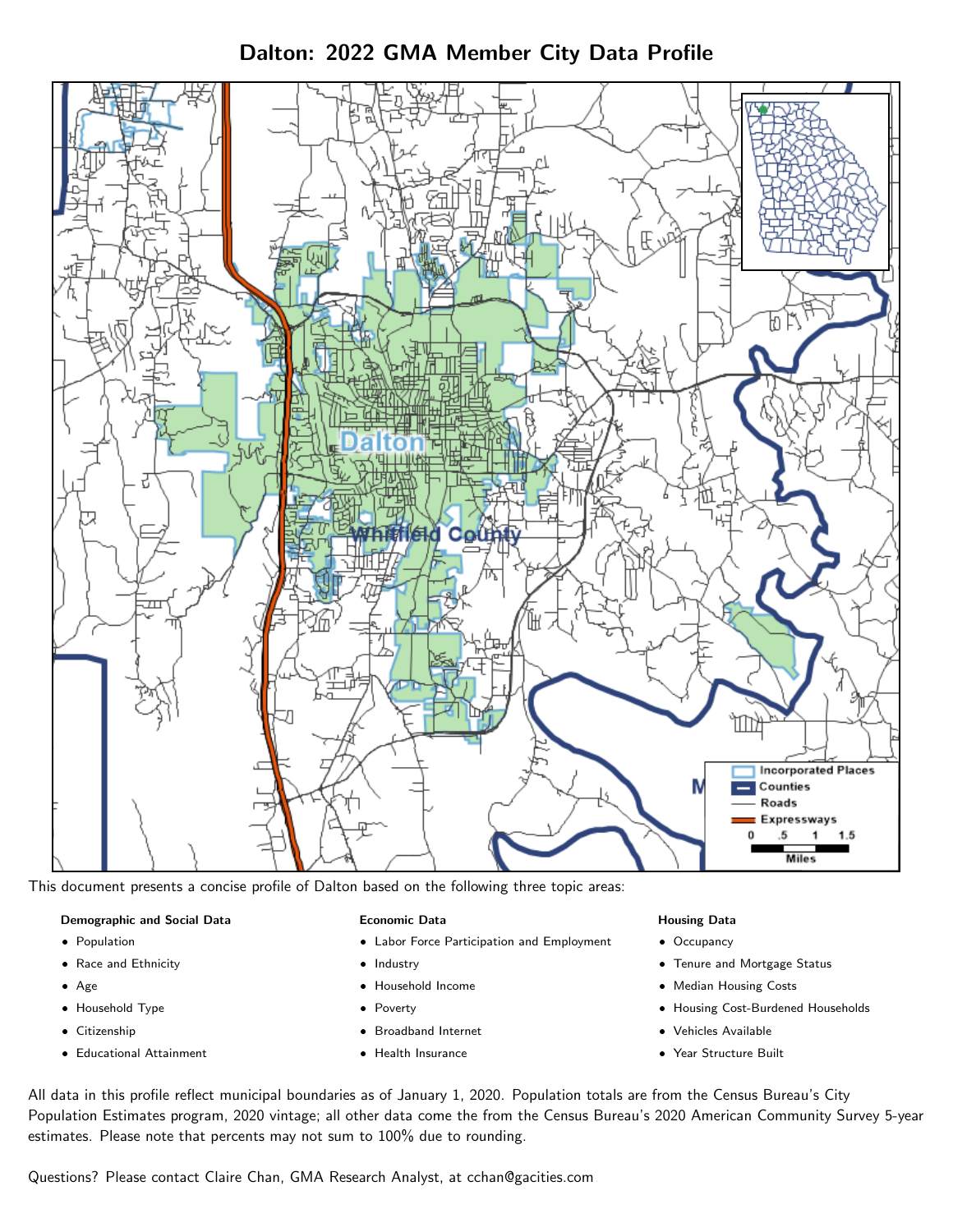# Dalton: 2022 GMA Member City Data Profile

This document presents a concise profile of Dalton based on the following three topic areas:

**Demographic and Social Data**

- Population
- Race and Ethnicity
- Age
- Household Type
- Citizenship
- Educational Attainment

**Economic Data**

- Labor Force Participation and Employment
- Industry
- Household Income
- Poverty
- Broadband Internet
- Health Insurance

**Housing Data**

- Occupancy
- Tenure and Mortgage Status
- Median Housing Costs
- Housing Cost-Burdened Households
- Vehicles Available
- Year Structure Built

All data in this profile reflect municipal boundaries as of January 1, 2020. Population totals are from the Census Bureau's City Population Estimates program, 2020 vintage; all other data come the from the Census Bureau's 2020 American Community Survey 5-year estimates. Please note that percents may not sum to 100% due to rounding.

Questions? Please contact Claire Chan, GMA Research Analyst, at cchan@gacities.com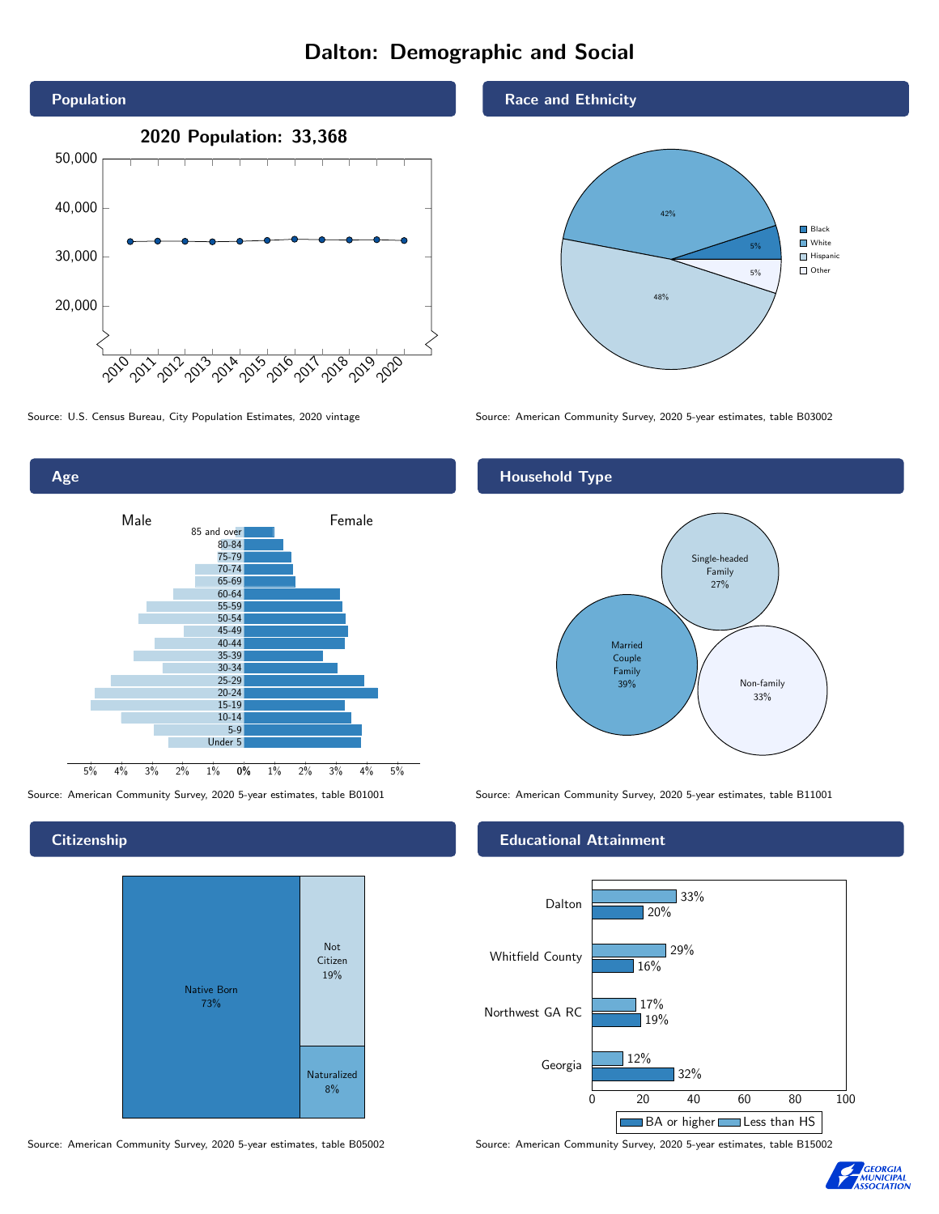# Dalton: Demographic and Social

## Population

**2020 Population: 33,368**

Source: U.S. Census Bureau, City Population Estimates, 2020 vintage

## Race and Ethnicity

| Group | Share |
|---|---|
| Black | 5% |
| White | 42% |
| Hispanic | 48% |
| Other | 5% |

Source: American Community Survey, 2020 5-year estimates, table B03002

## Age

Source: American Community Survey, 2020 5-year estimates, table B01001

## Household Type

| Type | Share |
|---|---|
| Married Couple Family | 39% |
| Single-headed Family | 27% |
| Non-family | 33% |

Source: American Community Survey, 2020 5-year estimates, table B11001

## Citizenship

| Status | Share |
|---|---|
| Native Born | 73% |
| Not Citizen | 19% |
| Naturalized | 8% |

Source: American Community Survey, 2020 5-year estimates, table B05002

## Educational Attainment

| Area | Less than HS | BA or higher |
|---|---|---|
| Dalton | 33% | 20% |
| Whitfield County | 29% | 16% |
| Northwest GA RC | 17% | 19% |
| Georgia | 12% | 32% |

Source: American Community Survey, 2020 5-year estimates, table B15002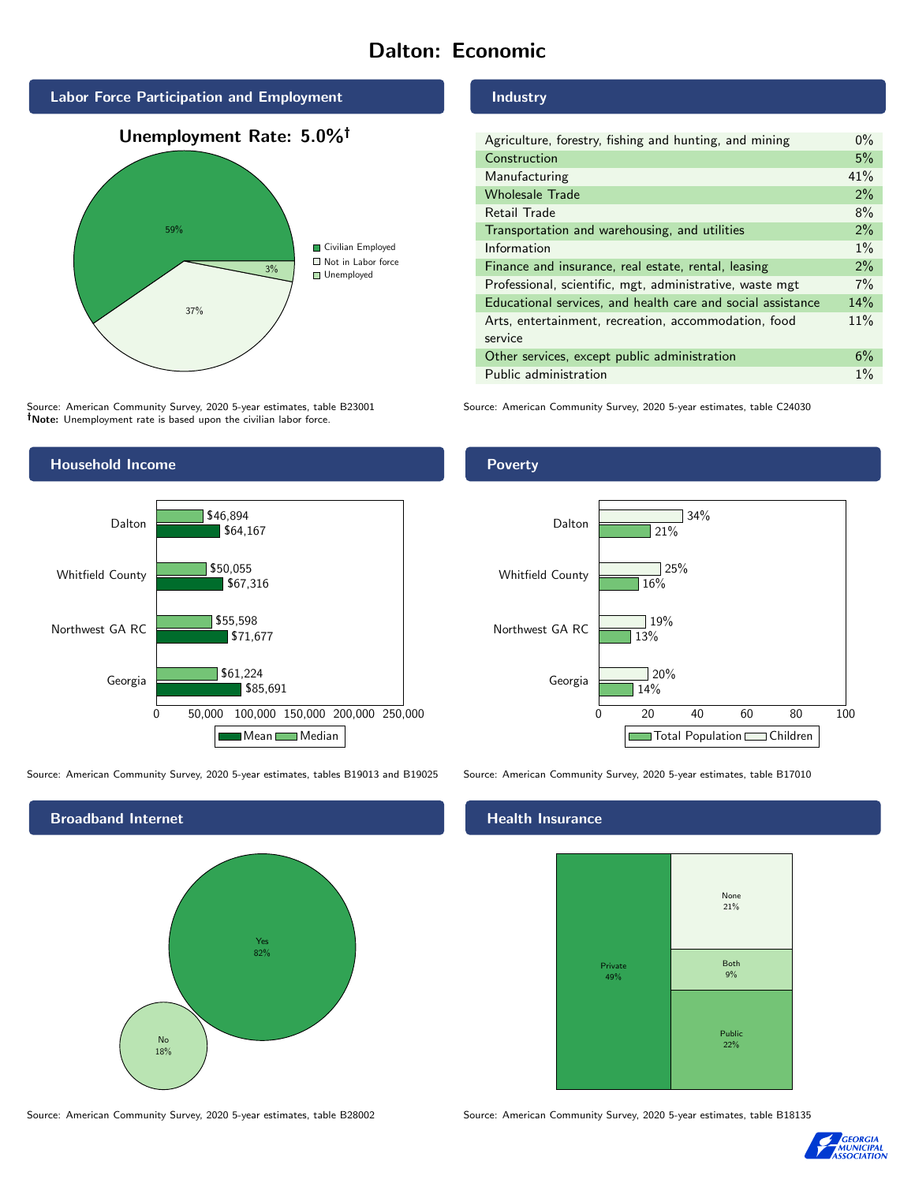# Dalton: Economic

## Labor Force Participation and Employment

**Unemployment Rate: 5.0%†**

| Category | Percent |
|---|---|
| Civilian Employed | 59% |
| Not in Labor force | 37% |
| Unemployed | 3% |

Source: American Community Survey, 2020 5-year estimates, table B23001
**†Note:** Unemployment rate is based upon the civilian labor force.

## Industry

| Industry | Percent |
|---|---|
| Agriculture, forestry, fishing and hunting, and mining | 0% |
| Construction | 5% |
| Manufacturing | 41% |
| Wholesale Trade | 2% |
| Retail Trade | 8% |
| Transportation and warehousing, and utilities | 2% |
| Information | 1% |
| Finance and insurance, real estate, rental, leasing | 2% |
| Professional, scientific, mgt, administrative, waste mgt | 7% |
| Educational services, and health care and social assistance | 14% |
| Arts, entertainment, recreation, accommodation, food service | 11% |
| Other services, except public administration | 6% |
| Public administration | 1% |

Source: American Community Survey, 2020 5-year estimates, table C24030

## Household Income

| | Median | Mean |
|---|---|---|
| Dalton | $46,894 | $64,167 |
| Whitfield County | $50,055 | $67,316 |
| Northwest GA RC | $55,598 | $71,677 |
| Georgia | $61,224 | $85,691 |

Source: American Community Survey, 2020 5-year estimates, tables B19013 and B19025

## Poverty

| | Children | Total Population |
|---|---|---|
| Dalton | 34% | 21% |
| Whitfield County | 25% | 16% |
| Northwest GA RC | 19% | 13% |
| Georgia | 20% | 14% |

Source: American Community Survey, 2020 5-year estimates, table B17010

## Broadband Internet

| | Percent |
|---|---|
| Yes | 82% |
| No | 18% |

Source: American Community Survey, 2020 5-year estimates, table B28002

## Health Insurance

| Type | Percent |
|---|---|
| Private | 49% |
| None | 21% |
| Both | 9% |
| Public | 22% |

Source: American Community Survey, 2020 5-year estimates, table B18135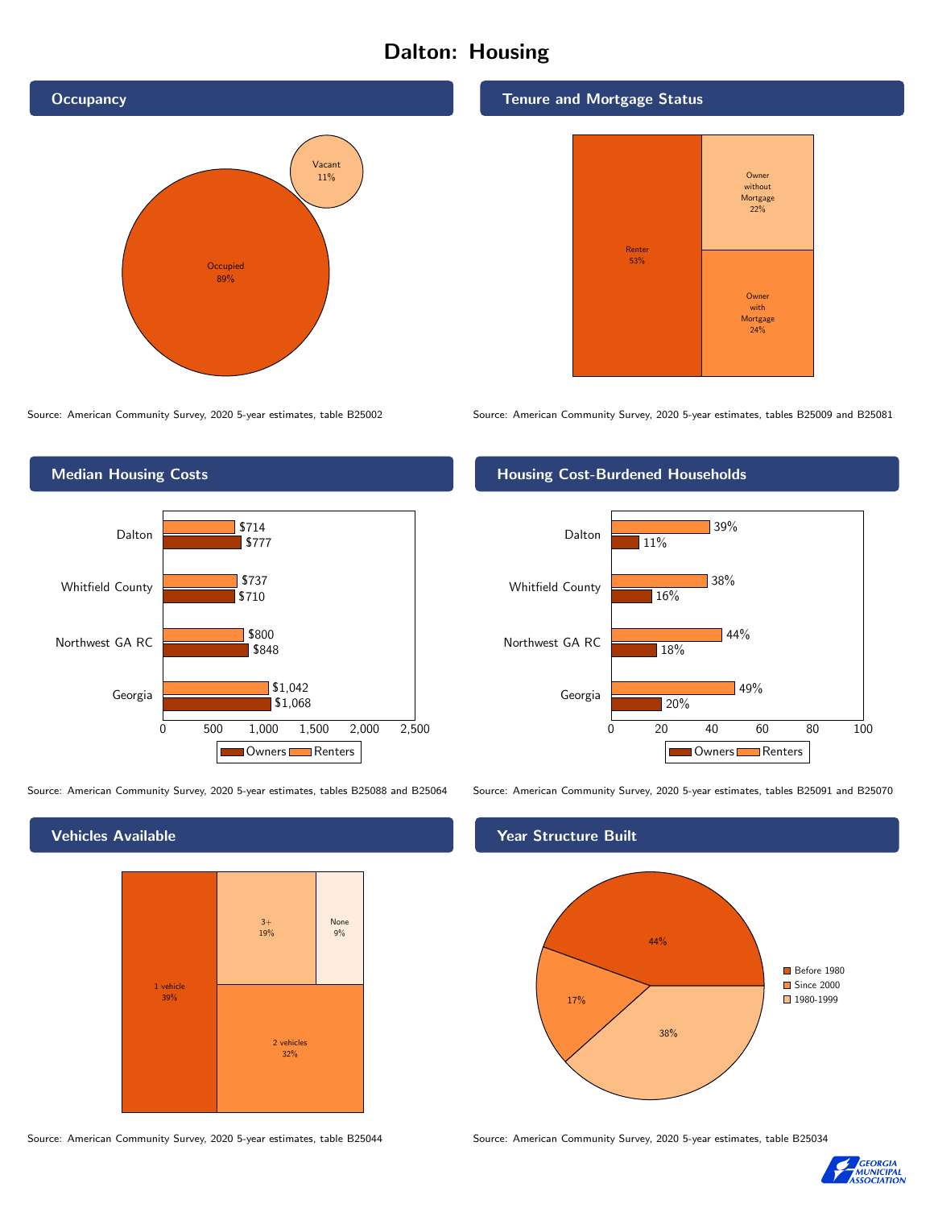# Dalton: Housing

## Occupancy

Vacant
11%

Occupied
89%

Source: American Community Survey, 2020 5-year estimates, table B25002

## Tenure and Mortgage Status

Renter
53%

Owner without Mortgage
22%

Owner with Mortgage
24%

Source: American Community Survey, 2020 5-year estimates, tables B25009 and B25081

## Median Housing Costs

Dalton
$714
$777

Whitfield County
$737
$710

Northwest GA RC
$800
$848

Georgia
$1,042
$1,068

0 500 1,000 1,500 2,000 2,500

Owners Renters

Source: American Community Survey, 2020 5-year estimates, tables B25088 and B25064

## Housing Cost-Burdened Households

Dalton
39%
11%

Whitfield County
38%
16%

Northwest GA RC
44%
18%

Georgia
49%
20%

0 20 40 60 80 100

Owners Renters

Source: American Community Survey, 2020 5-year estimates, tables B25091 and B25070

## Vehicles Available

1 vehicle
39%

3+
19%

None
9%

2 vehicles
32%

Source: American Community Survey, 2020 5-year estimates, table B25044

## Year Structure Built

44%

17%

38%

Before 1980
Since 2000
1980-1999

Source: American Community Survey, 2020 5-year estimates, table B25034

GEORGIA MUNICIPAL ASSOCIATION